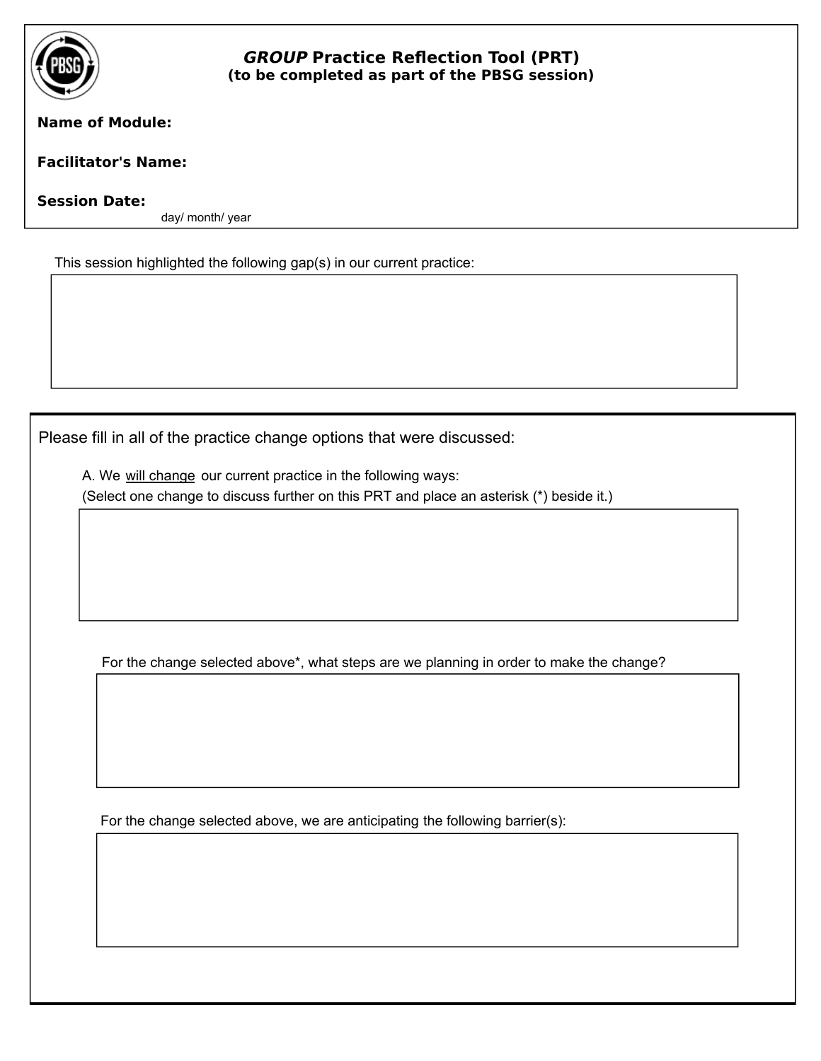# *GROUP* Practice Reflection Tool (PRT)

**(to be completed as part of the PBSG session)**

**Name of Module:**

**Facilitator's Name:**

**Session Date:**

day/ month/ year

This session highlighted the following gap(s) in our current practice:

Please fill in all of the practice change options that were discussed:

A. We will change our current practice in the following ways:
(Select one change to discuss further on this PRT and place an asterisk (*) beside it.)

For the change selected above*, what steps are we planning in order to make the change?

For the change selected above, we are anticipating the following barrier(s):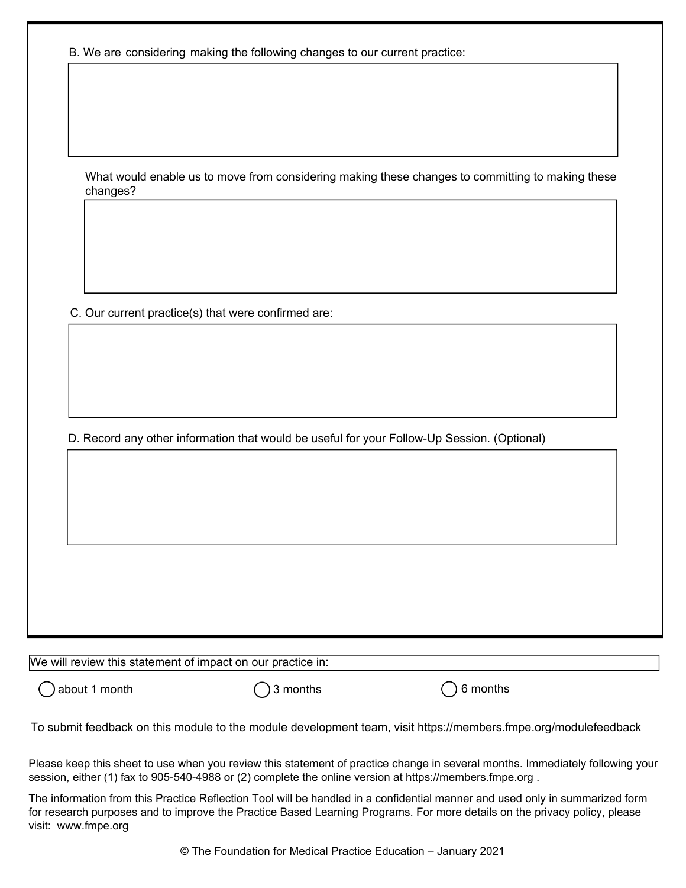B. We are <u>considering</u> making the following changes to our current practice:

What would enable us to move from considering making these changes to committing to making these changes?

C. Our current practice(s) that were confirmed are:

D. Record any other information that would be useful for your Follow-Up Session. (Optional)

We will review this statement of impact on our practice in:

◯ about 1 month ◯ 3 months ◯ 6 months

To submit feedback on this module to the module development team, visit https://members.fmpe.org/modulefeedback

Please keep this sheet to use when you review this statement of practice change in several months. Immediately following your session, either (1) fax to 905-540-4988 or (2) complete the online version at https://members.fmpe.org .

The information from this Practice Reflection Tool will be handled in a confidential manner and used only in summarized form for research purposes and to improve the Practice Based Learning Programs. For more details on the privacy policy, please visit: www.fmpe.org

© The Foundation for Medical Practice Education – January 2021